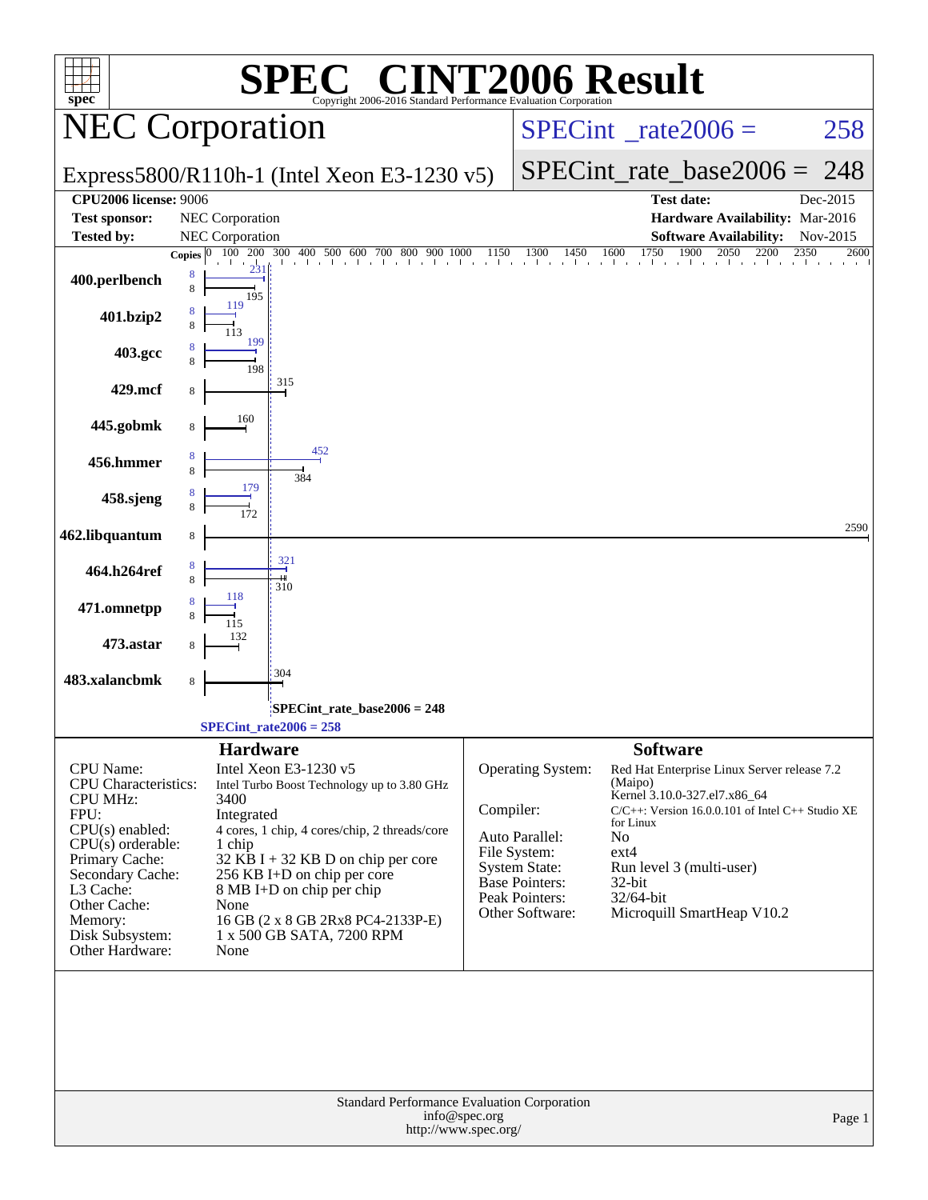# SPEC CINT2006 Result

Copyright 2006-2016 Standard Performance Evaluation Corporation

## NEC Corporation

Express5800/R110h-1 (Intel Xeon E3-1230 v5)

SPECint_rate2006 = 258

SPECint_rate_base2006 = 248

| | | | |
|---|---|---|---|
| **CPU2006 license:** 9006 | | **Test date:** | Dec-2015 |
| **Test sponsor:** | NEC Corporation | **Hardware Availability:** | Mar-2016 |
| **Tested by:** | NEC Corporation | **Software Availability:** | Nov-2015 |

| Benchmark | Copies (peak) | Peak | Copies (base) | Base |
|---|---|---|---|---|
| 400.perlbench | 8 | 231 | 8 | 195 |
| 401.bzip2 | 8 | 119 | 8 | 113 |
| 403.gcc | 8 | 199 | 8 | 198 |
| 429.mcf | | | 8 | 315 |
| 445.gobmk | | | 8 | 160 |
| 456.hmmer | 8 | 452 | 8 | 384 |
| 458.sjeng | 8 | 179 | 8 | 172 |
| 462.libquantum | | | 8 | 2590 |
| 464.h264ref | 8 | 321 | 8 | 310 |
| 471.omnetpp | 8 | 118 | 8 | 115 |
| 473.astar | | | 8 | 132 |
| 483.xalancbmk | | | 8 | 304 |

SPECint_rate_base2006 = 248

SPECint_rate2006 = 258

### Hardware

| | |
|---|---|
| CPU Name: | Intel Xeon E3-1230 v5 |
| CPU Characteristics: | Intel Turbo Boost Technology up to 3.80 GHz |
| CPU MHz: | 3400 |
| FPU: | Integrated |
| CPU(s) enabled: | 4 cores, 1 chip, 4 cores/chip, 2 threads/core |
| CPU(s) orderable: | 1 chip |
| Primary Cache: | 32 KB I + 32 KB D on chip per core |
| Secondary Cache: | 256 KB I+D on chip per core |
| L3 Cache: | 8 MB I+D on chip per chip |
| Other Cache: | None |
| Memory: | 16 GB (2 x 8 GB 2Rx8 PC4-2133P-E) |
| Disk Subsystem: | 1 x 500 GB SATA, 7200 RPM |
| Other Hardware: | None |

### Software

| | |
|---|---|
| Operating System: | Red Hat Enterprise Linux Server release 7.2 (Maipo) Kernel 3.10.0-327.el7.x86_64 |
| Compiler: | C/C++: Version 16.0.0.101 of Intel C++ Studio XE for Linux |
| Auto Parallel: | No |
| File System: | ext4 |
| System State: | Run level 3 (multi-user) |
| Base Pointers: | 32-bit |
| Peak Pointers: | 32/64-bit |
| Other Software: | Microquill SmartHeap V10.2 |

Standard Performance Evaluation Corporation
info@spec.org
http://www.spec.org/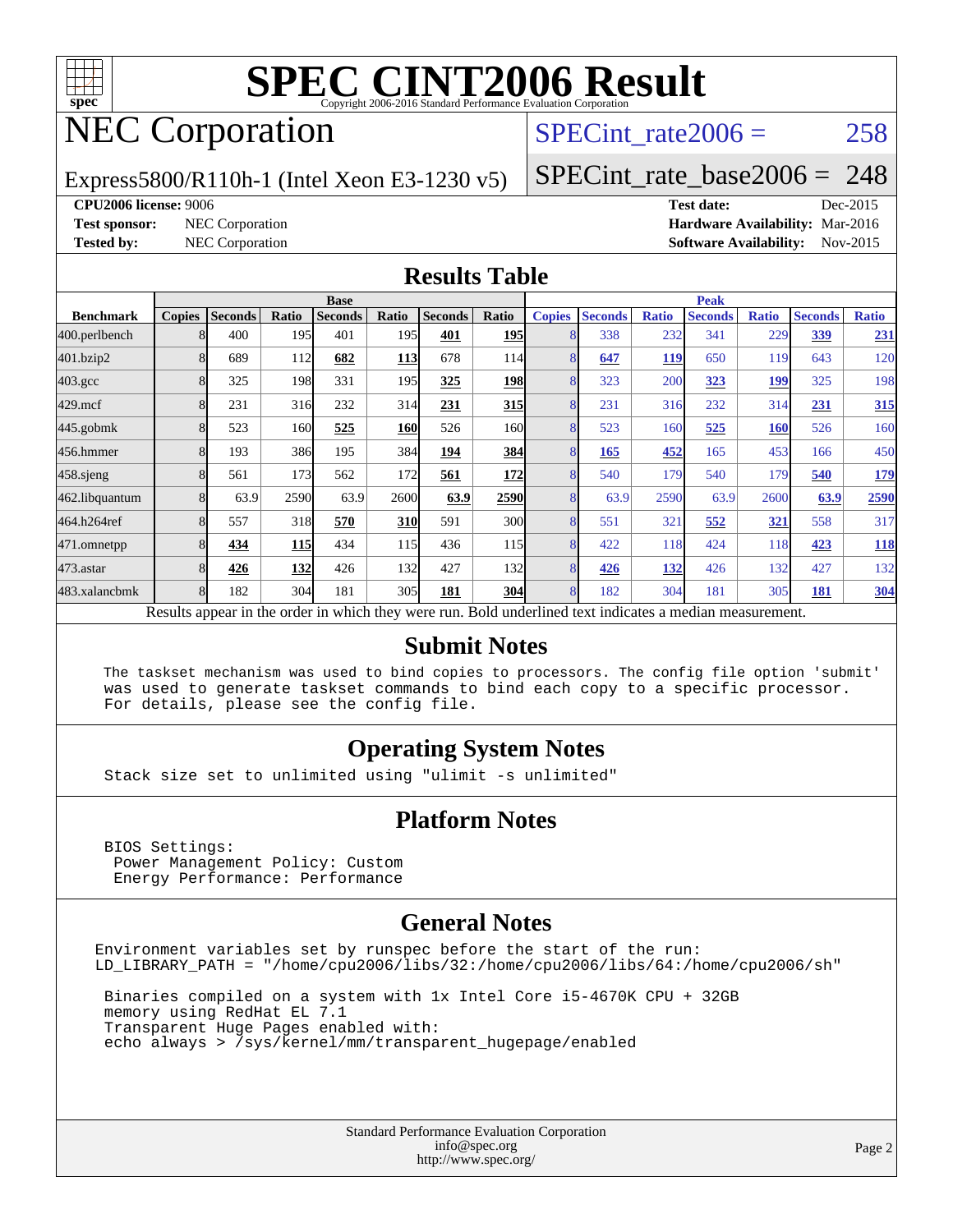# SPEC CINT2006 Result

Copyright 2006-2016 Standard Performance Evaluation Corporation

## NEC Corporation

Express5800/R110h-1 (Intel Xeon E3-1230 v5)

SPECint_rate2006 = 258

SPECint_rate_base2006 = 248

**CPU2006 license:** 9006
**Test sponsor:** NEC Corporation
**Tested by:** NEC Corporation

**Test date:** Dec-2015
**Hardware Availability:** Mar-2016
**Software Availability:** Nov-2015

## Results Table

| Benchmark | Base | | | | | | | Peak | | | | | | |
|---|---|---|---|---|---|---|---|---|---|---|---|---|---|---|
| | Copies | Seconds | Ratio | Seconds | Ratio | Seconds | Ratio | Copies | Seconds | Ratio | Seconds | Ratio | Seconds | Ratio |
| 400.perlbench | 8 | 400 | 195 | 401 | 195 | **401** | **195** | 8 | 338 | 232 | 341 | 229 | **339** | **231** |
| 401.bzip2 | 8 | 689 | 112 | **682** | **113** | 678 | 114 | 8 | **647** | **119** | 650 | 119 | 643 | 120 |
| 403.gcc | 8 | 325 | 198 | 331 | 195 | **325** | **198** | 8 | 323 | 200 | **323** | **199** | 325 | 198 |
| 429.mcf | 8 | 231 | 316 | 232 | 314 | **231** | **315** | 8 | 231 | 316 | 232 | 314 | **231** | **315** |
| 445.gobmk | 8 | 523 | 160 | **525** | **160** | 526 | 160 | 8 | 523 | 160 | **525** | **160** | 526 | 160 |
| 456.hmmer | 8 | 193 | 386 | 195 | 384 | **194** | **384** | 8 | **165** | **452** | 165 | 453 | 166 | 450 |
| 458.sjeng | 8 | 561 | 173 | 562 | 172 | **561** | **172** | 8 | 540 | 179 | 540 | 179 | **540** | **179** |
| 462.libquantum | 8 | 63.9 | 2590 | 63.9 | 2600 | **63.9** | **2590** | 8 | 63.9 | 2590 | 63.9 | 2600 | **63.9** | **2590** |
| 464.h264ref | 8 | 557 | 318 | **570** | **310** | 591 | 300 | 8 | 551 | 321 | **552** | **321** | 558 | 317 |
| 471.omnetpp | 8 | **434** | **115** | 434 | 115 | 436 | 115 | 8 | 422 | 118 | 424 | 118 | **423** | **118** |
| 473.astar | 8 | **426** | **132** | 426 | 132 | 427 | 132 | 8 | **426** | **132** | 426 | 132 | 427 | 132 |
| 483.xalancbmk | 8 | 182 | 304 | 181 | 305 | **181** | **304** | 8 | 182 | 304 | 181 | 305 | **181** | **304** |

Results appear in the order in which they were run. Bold underlined text indicates a median measurement.

## Submit Notes

```
The taskset mechanism was used to bind copies to processors. The config file option 'submit'
was used to generate taskset commands to bind each copy to a specific processor.
For details, please see the config file.
```

## Operating System Notes

```
Stack size set to unlimited using "ulimit -s unlimited"
```

## Platform Notes

```
BIOS Settings:
 Power Management Policy: Custom
 Energy Performance: Performance
```

## General Notes

```
Environment variables set by runspec before the start of the run:
LD_LIBRARY_PATH = "/home/cpu2006/libs/32:/home/cpu2006/libs/64:/home/cpu2006/sh"

 Binaries compiled on a system with 1x Intel Core i5-4670K CPU + 32GB
 memory using RedHat EL 7.1
 Transparent Huge Pages enabled with:
 echo always > /sys/kernel/mm/transparent_hugepage/enabled
```

Standard Performance Evaluation Corporation
info@spec.org
http://www.spec.org/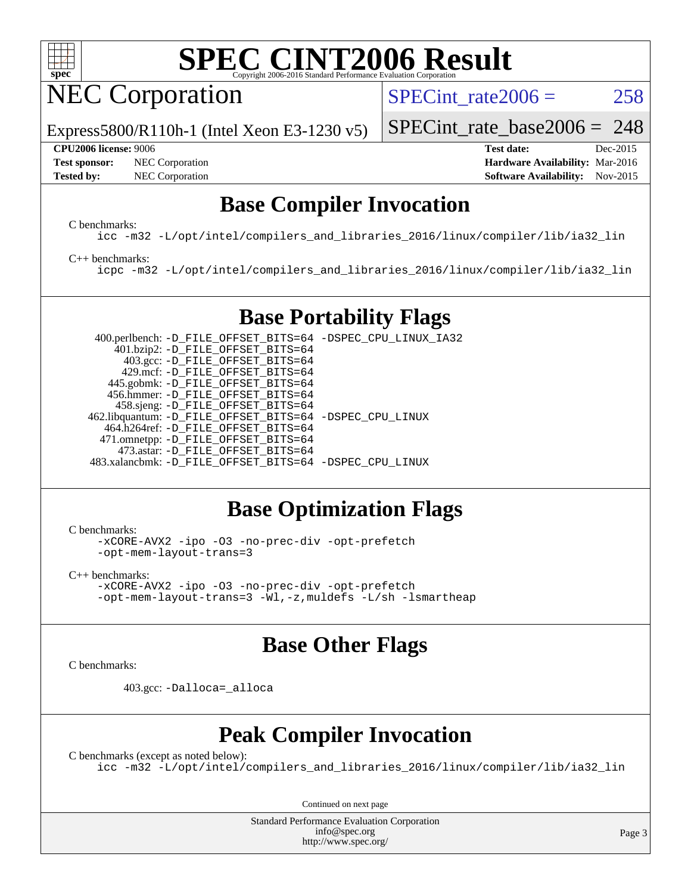# SPEC CINT2006 Result

Copyright 2006-2016 Standard Performance Evaluation Corporation

## NEC Corporation

Express5800/R110h-1 (Intel Xeon E3-1230 v5)

SPECint_rate2006 = 258

SPECint_rate_base2006 = 248

**CPU2006 license:** 9006
**Test sponsor:** NEC Corporation
**Tested by:** NEC Corporation

**Test date:** Dec-2015
**Hardware Availability:** Mar-2016
**Software Availability:** Nov-2015

## Base Compiler Invocation

C benchmarks:

```
icc -m32 -L/opt/intel/compilers_and_libraries_2016/linux/compiler/lib/ia32_lin
```

C++ benchmarks:

```
icpc -m32 -L/opt/intel/compilers_and_libraries_2016/linux/compiler/lib/ia32_lin
```

## Base Portability Flags

```
    400.perlbench: -D_FILE_OFFSET_BITS=64 -DSPEC_CPU_LINUX_IA32
        401.bzip2: -D_FILE_OFFSET_BITS=64
          403.gcc: -D_FILE_OFFSET_BITS=64
          429.mcf: -D_FILE_OFFSET_BITS=64
        445.gobmk: -D_FILE_OFFSET_BITS=64
       456.hmmer: -D_FILE_OFFSET_BITS=64
        458.sjeng: -D_FILE_OFFSET_BITS=64
  462.libquantum: -D_FILE_OFFSET_BITS=64 -DSPEC_CPU_LINUX
     464.h264ref: -D_FILE_OFFSET_BITS=64
     471.omnetpp: -D_FILE_OFFSET_BITS=64
        473.astar: -D_FILE_OFFSET_BITS=64
  483.xalancbmk: -D_FILE_OFFSET_BITS=64 -DSPEC_CPU_LINUX
```

## Base Optimization Flags

C benchmarks:

```
-xCORE-AVX2 -ipo -O3 -no-prec-div -opt-prefetch
-opt-mem-layout-trans=3
```

C++ benchmarks:

```
-xCORE-AVX2 -ipo -O3 -no-prec-div -opt-prefetch
-opt-mem-layout-trans=3 -Wl,-z,muldefs -L/sh -lsmartheap
```

## Base Other Flags

C benchmarks:

```
403.gcc: -Dalloca=_alloca
```

## Peak Compiler Invocation

C benchmarks (except as noted below):

```
icc -m32 -L/opt/intel/compilers_and_libraries_2016/linux/compiler/lib/ia32_lin
```

Continued on next page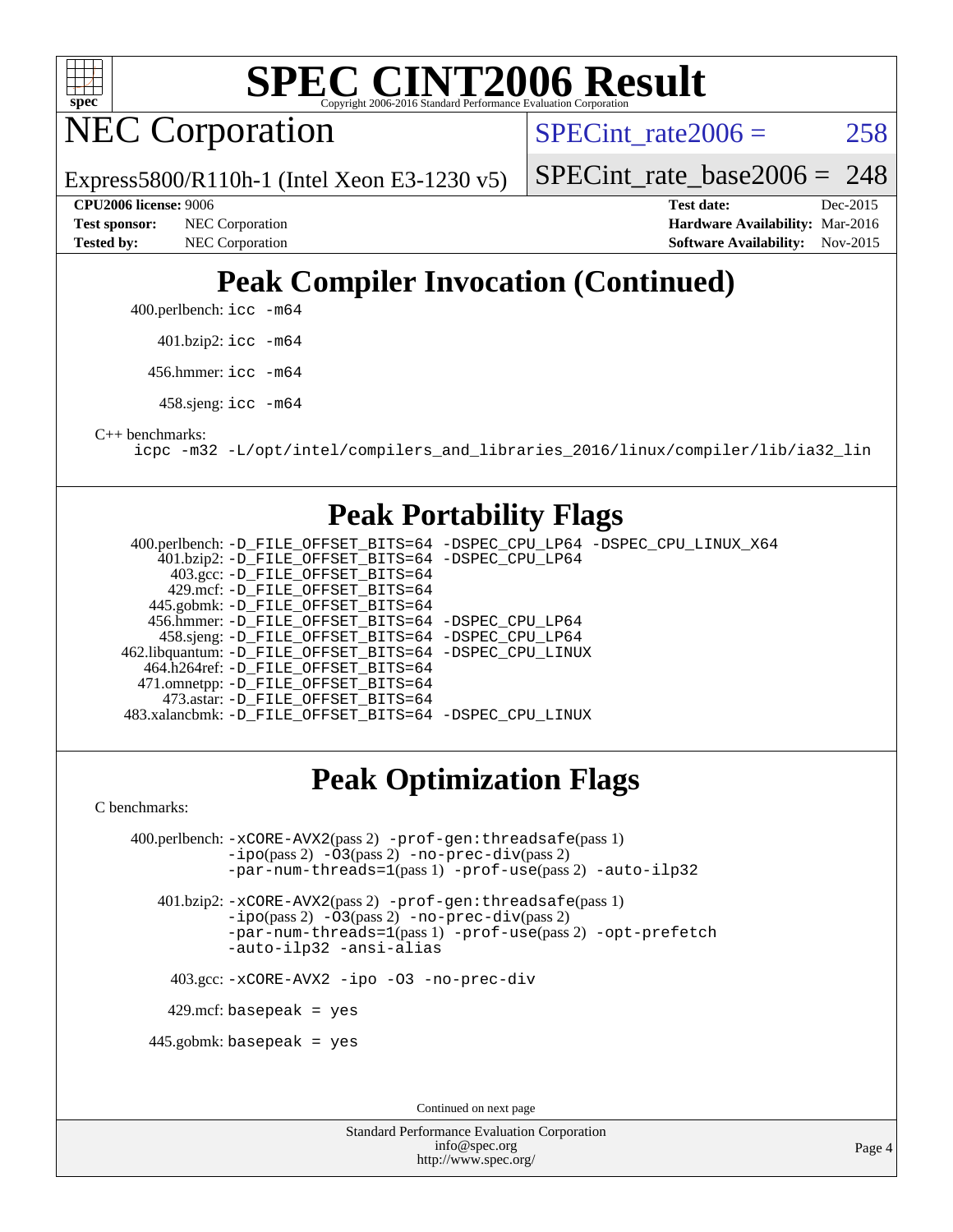# SPEC CINT2006 Result

Copyright 2006-2016 Standard Performance Evaluation Corporation

## NEC Corporation

Express5800/R110h-1 (Intel Xeon E3-1230 v5)

SPECint_rate2006 = 258

SPECint_rate_base2006 = 248

| | | | |
|---|---|---|---|
| **CPU2006 license:** | 9006 | **Test date:** | Dec-2015 |
| **Test sponsor:** | NEC Corporation | **Hardware Availability:** | Mar-2016 |
| **Tested by:** | NEC Corporation | **Software Availability:** | Nov-2015 |

## Peak Compiler Invocation (Continued)

400.perlbench: `icc -m64`

401.bzip2: `icc -m64`

456.hmmer: `icc -m64`

458.sjeng: `icc -m64`

C++ benchmarks:

`icpc -m32 -L/opt/intel/compilers_and_libraries_2016/linux/compiler/lib/ia32_lin`

## Peak Portability Flags

400.perlbench: `-D_FILE_OFFSET_BITS=64 -DSPEC_CPU_LP64 -DSPEC_CPU_LINUX_X64`
401.bzip2: `-D_FILE_OFFSET_BITS=64 -DSPEC_CPU_LP64`
403.gcc: `-D_FILE_OFFSET_BITS=64`
429.mcf: `-D_FILE_OFFSET_BITS=64`
445.gobmk: `-D_FILE_OFFSET_BITS=64`
456.hmmer: `-D_FILE_OFFSET_BITS=64 -DSPEC_CPU_LP64`
458.sjeng: `-D_FILE_OFFSET_BITS=64 -DSPEC_CPU_LP64`
462.libquantum: `-D_FILE_OFFSET_BITS=64 -DSPEC_CPU_LINUX`
464.h264ref: `-D_FILE_OFFSET_BITS=64`
471.omnetpp: `-D_FILE_OFFSET_BITS=64`
473.astar: `-D_FILE_OFFSET_BITS=64`
483.xalancbmk: `-D_FILE_OFFSET_BITS=64 -DSPEC_CPU_LINUX`

## Peak Optimization Flags

C benchmarks:

400.perlbench: `-xCORE-AVX2`(pass 2) `-prof-gen:threadsafe`(pass 1) `-ipo`(pass 2) `-O3`(pass 2) `-no-prec-div`(pass 2) `-par-num-threads=1`(pass 1) `-prof-use`(pass 2) `-auto-ilp32`

401.bzip2: `-xCORE-AVX2`(pass 2) `-prof-gen:threadsafe`(pass 1) `-ipo`(pass 2) `-O3`(pass 2) `-no-prec-div`(pass 2) `-par-num-threads=1`(pass 1) `-prof-use`(pass 2) `-opt-prefetch` `-auto-ilp32` `-ansi-alias`

403.gcc: `-xCORE-AVX2 -ipo -O3 -no-prec-div`

429.mcf: `basepeak = yes`

445.gobmk: `basepeak = yes`

Continued on next page

Standard Performance Evaluation Corporation
info@spec.org
http://www.spec.org/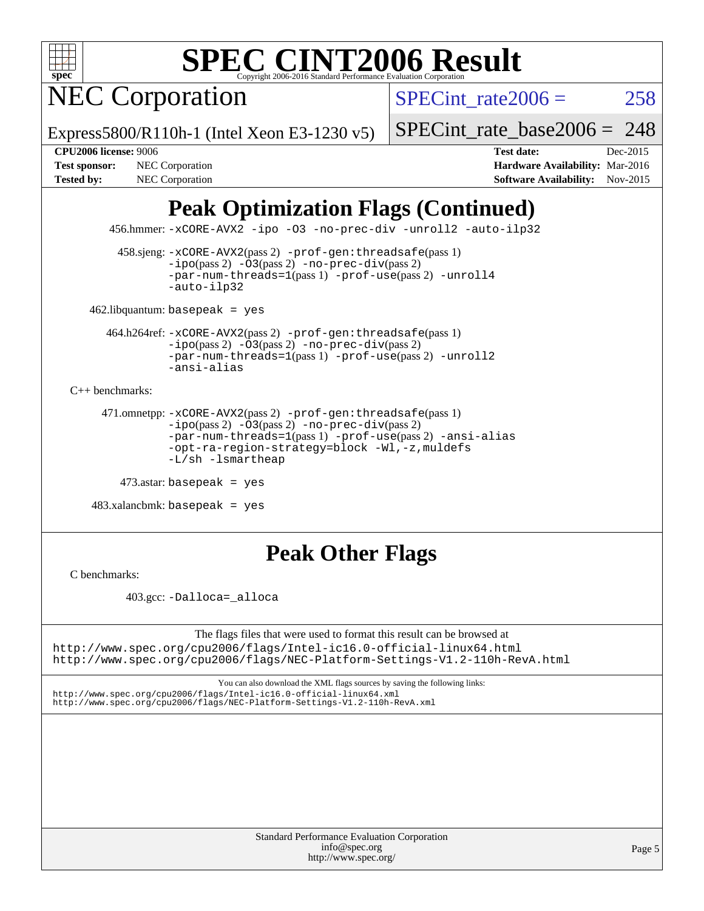# SPEC CINT2006 Result

## NEC Corporation

Express5800/R110h-1 (Intel Xeon E3-1230 v5)

SPECint_rate2006 = 258

SPECint_rate_base2006 = 248

**CPU2006 license:** 9006
**Test sponsor:** NEC Corporation
**Tested by:** NEC Corporation

**Test date:** Dec-2015
**Hardware Availability:** Mar-2016
**Software Availability:** Nov-2015

## Peak Optimization Flags (Continued)

456.hmmer: -xCORE-AVX2 -ipo -O3 -no-prec-div -unroll2 -auto-ilp32

458.sjeng: -xCORE-AVX2(pass 2) -prof-gen:threadsafe(pass 1) -ipo(pass 2) -O3(pass 2) -no-prec-div(pass 2) -par-num-threads=1(pass 1) -prof-use(pass 2) -unroll4 -auto-ilp32

462.libquantum: basepeak = yes

464.h264ref: -xCORE-AVX2(pass 2) -prof-gen:threadsafe(pass 1) -ipo(pass 2) -O3(pass 2) -no-prec-div(pass 2) -par-num-threads=1(pass 1) -prof-use(pass 2) -unroll2 -ansi-alias

C++ benchmarks:

471.omnetpp: -xCORE-AVX2(pass 2) -prof-gen:threadsafe(pass 1) -ipo(pass 2) -O3(pass 2) -no-prec-div(pass 2) -par-num-threads=1(pass 1) -prof-use(pass 2) -ansi-alias -opt-ra-region-strategy=block -Wl,-z,muldefs -L/sh -lsmartheap

473.astar: basepeak = yes

483.xalancbmk: basepeak = yes

## Peak Other Flags

C benchmarks:

403.gcc: -Dalloca=_alloca

The flags files that were used to format this result can be browsed at
http://www.spec.org/cpu2006/flags/Intel-ic16.0-official-linux64.html
http://www.spec.org/cpu2006/flags/NEC-Platform-Settings-V1.2-110h-RevA.html

You can also download the XML flags sources by saving the following links:
http://www.spec.org/cpu2006/flags/Intel-ic16.0-official-linux64.xml
http://www.spec.org/cpu2006/flags/NEC-Platform-Settings-V1.2-110h-RevA.xml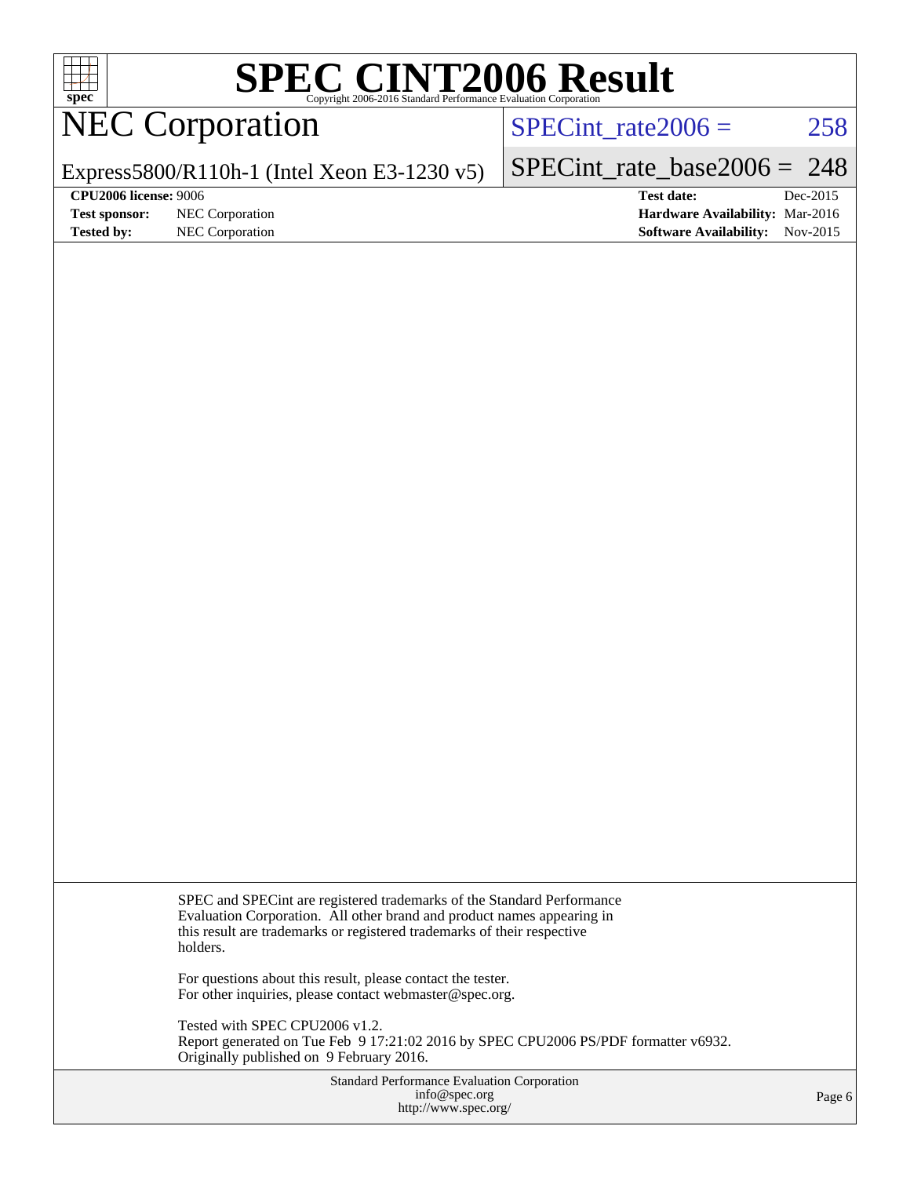# SPEC CINT2006 Result

Copyright 2006-2016 Standard Performance Evaluation Corporation

## NEC Corporation

Express5800/R110h-1 (Intel Xeon E3-1230 v5)

SPECint_rate2006 = 258

SPECint_rate_base2006 = 248

**CPU2006 license:** 9006
**Test sponsor:** NEC Corporation
**Tested by:** NEC Corporation

**Test date:** Dec-2015
**Hardware Availability:** Mar-2016
**Software Availability:** Nov-2015

SPEC and SPECint are registered trademarks of the Standard Performance Evaluation Corporation. All other brand and product names appearing in this result are trademarks or registered trademarks of their respective holders.

For questions about this result, please contact the tester.
For other inquiries, please contact webmaster@spec.org.

Tested with SPEC CPU2006 v1.2.
Report generated on Tue Feb 9 17:21:02 2016 by SPEC CPU2006 PS/PDF formatter v6932.
Originally published on 9 February 2016.

Standard Performance Evaluation Corporation
info@spec.org
http://www.spec.org/